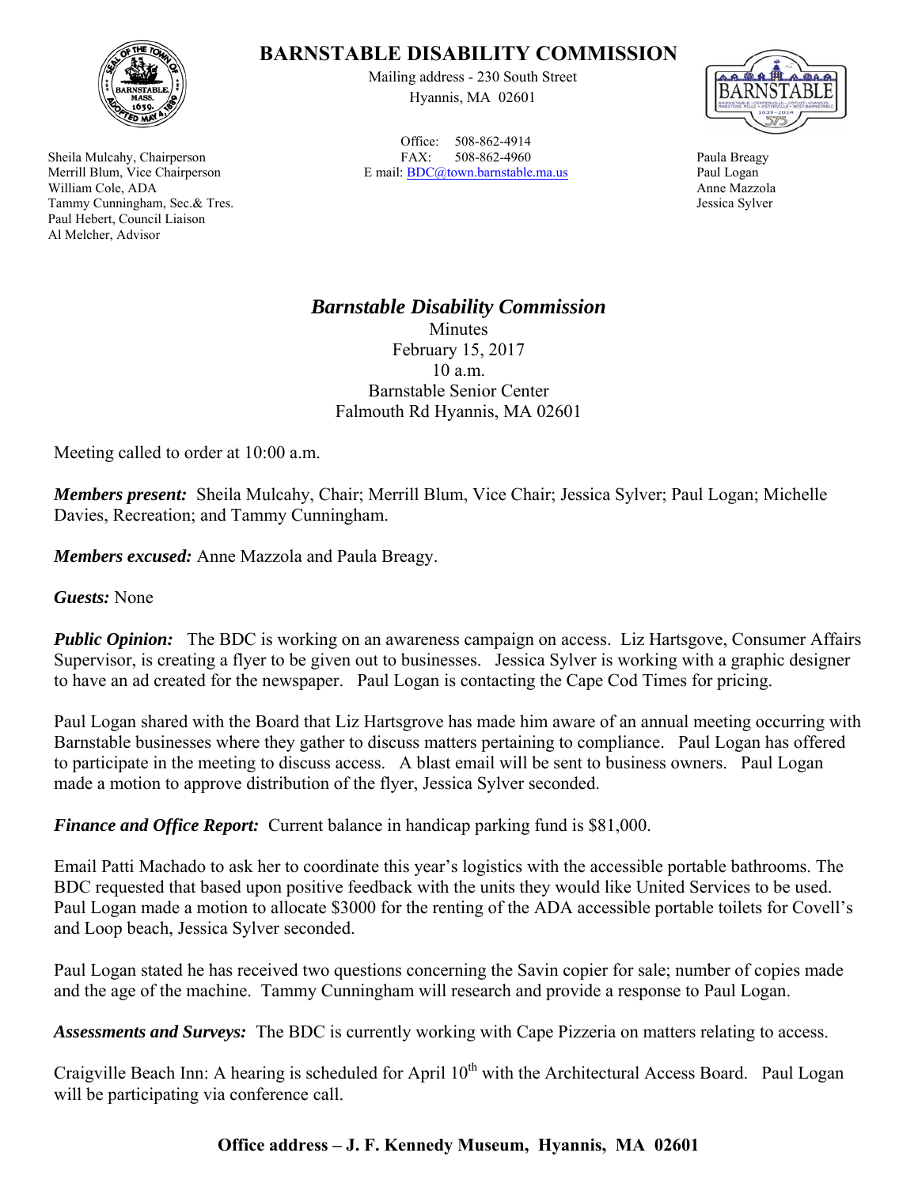# BARNSTABLE DISABILITY COMMISSION

Mailing address - 230 South Street
Hyannis, MA 02601

Office: 508-862-4914
FAX: 508-862-4960
E mail: BDC@town.barnstable.ma.us

Sheila Mulcahy, Chairperson
Merrill Blum, Vice Chairperson
William Cole, ADA
Tammy Cunningham, Sec.& Tres.
Paul Hebert, Council Liaison
Al Melcher, Advisor

Paula Breagy
Paul Logan
Anne Mazzola
Jessica Sylver

## *Barnstable Disability Commission*

Minutes
February 15, 2017
10 a.m.
Barnstable Senior Center
Falmouth Rd Hyannis, MA 02601

Meeting called to order at 10:00 a.m.

***Members present:*** Sheila Mulcahy, Chair; Merrill Blum, Vice Chair; Jessica Sylver; Paul Logan; Michelle Davies, Recreation; and Tammy Cunningham.

***Members excused:*** Anne Mazzola and Paula Breagy.

***Guests:*** None

***Public Opinion:*** The BDC is working on an awareness campaign on access. Liz Hartsgove, Consumer Affairs Supervisor, is creating a flyer to be given out to businesses. Jessica Sylver is working with a graphic designer to have an ad created for the newspaper. Paul Logan is contacting the Cape Cod Times for pricing.

Paul Logan shared with the Board that Liz Hartsgrove has made him aware of an annual meeting occurring with Barnstable businesses where they gather to discuss matters pertaining to compliance. Paul Logan has offered to participate in the meeting to discuss access. A blast email will be sent to business owners. Paul Logan made a motion to approve distribution of the flyer, Jessica Sylver seconded.

***Finance and Office Report:*** Current balance in handicap parking fund is $81,000.

Email Patti Machado to ask her to coordinate this year's logistics with the accessible portable bathrooms. The BDC requested that based upon positive feedback with the units they would like United Services to be used. Paul Logan made a motion to allocate $3000 for the renting of the ADA accessible portable toilets for Covell's and Loop beach, Jessica Sylver seconded.

Paul Logan stated he has received two questions concerning the Savin copier for sale; number of copies made and the age of the machine. Tammy Cunningham will research and provide a response to Paul Logan.

***Assessments and Surveys:*** The BDC is currently working with Cape Pizzeria on matters relating to access.

Craigville Beach Inn: A hearing is scheduled for April 10th with the Architectural Access Board. Paul Logan will be participating via conference call.

**Office address – J. F. Kennedy Museum, Hyannis, MA 02601**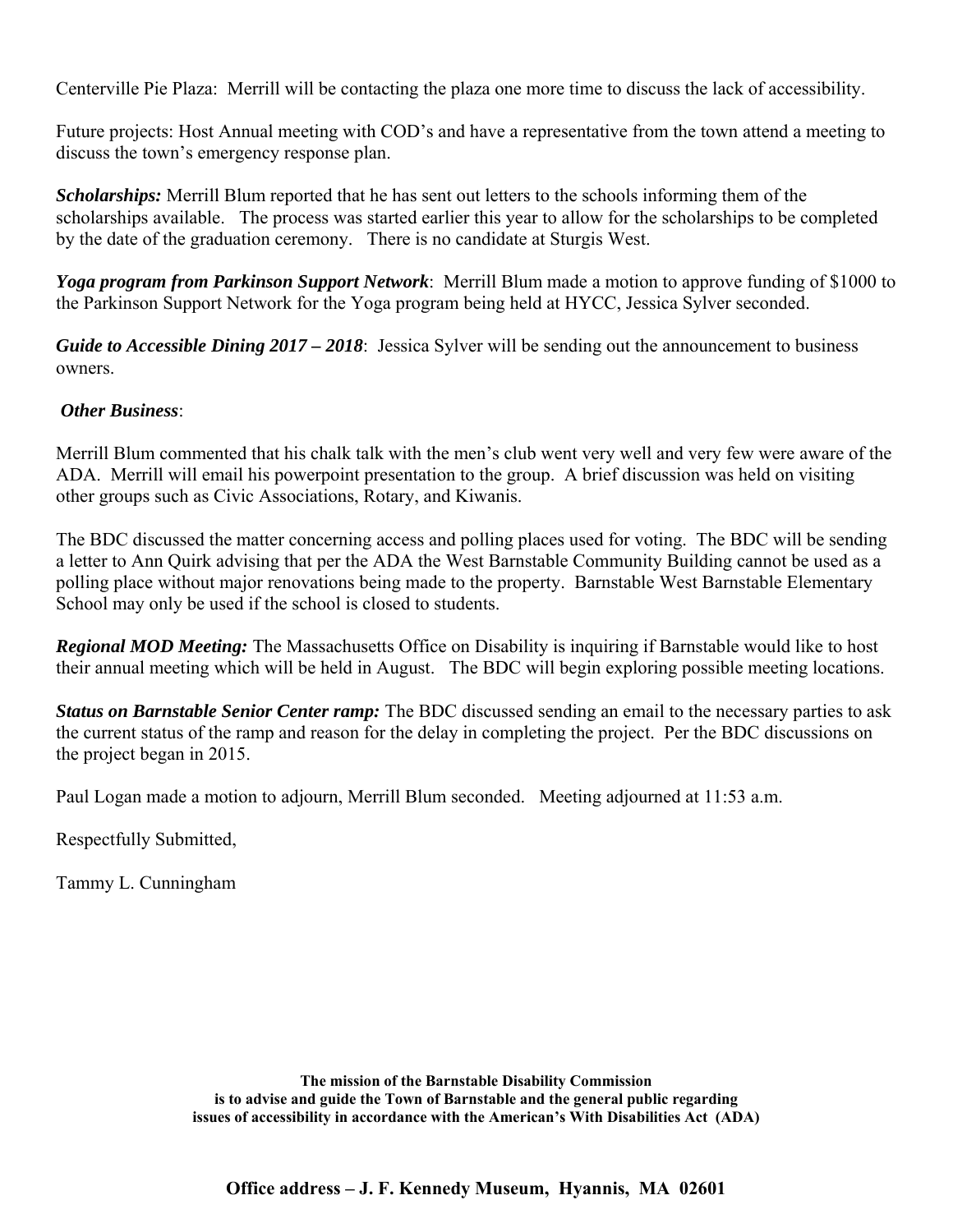Centerville Pie Plaza: Merrill will be contacting the plaza one more time to discuss the lack of accessibility.

Future projects: Host Annual meeting with COD's and have a representative from the town attend a meeting to discuss the town's emergency response plan.

***Scholarships:*** Merrill Blum reported that he has sent out letters to the schools informing them of the scholarships available. The process was started earlier this year to allow for the scholarships to be completed by the date of the graduation ceremony. There is no candidate at Sturgis West.

***Yoga program from Parkinson Support Network***: Merrill Blum made a motion to approve funding of $1000 to the Parkinson Support Network for the Yoga program being held at HYCC, Jessica Sylver seconded.

***Guide to Accessible Dining 2017 – 2018***: Jessica Sylver will be sending out the announcement to business owners.

***Other Business***:

Merrill Blum commented that his chalk talk with the men's club went very well and very few were aware of the ADA. Merrill will email his powerpoint presentation to the group. A brief discussion was held on visiting other groups such as Civic Associations, Rotary, and Kiwanis.

The BDC discussed the matter concerning access and polling places used for voting. The BDC will be sending a letter to Ann Quirk advising that per the ADA the West Barnstable Community Building cannot be used as a polling place without major renovations being made to the property. Barnstable West Barnstable Elementary School may only be used if the school is closed to students.

***Regional MOD Meeting:*** The Massachusetts Office on Disability is inquiring if Barnstable would like to host their annual meeting which will be held in August. The BDC will begin exploring possible meeting locations.

***Status on Barnstable Senior Center ramp:*** The BDC discussed sending an email to the necessary parties to ask the current status of the ramp and reason for the delay in completing the project. Per the BDC discussions on the project began in 2015.

Paul Logan made a motion to adjourn, Merrill Blum seconded. Meeting adjourned at 11:53 a.m.

Respectfully Submitted,

Tammy L. Cunningham

**The mission of the Barnstable Disability Commission is to advise and guide the Town of Barnstable and the general public regarding issues of accessibility in accordance with the American's With Disabilities Act (ADA)**

**Office address – J. F. Kennedy Museum, Hyannis, MA 02601**